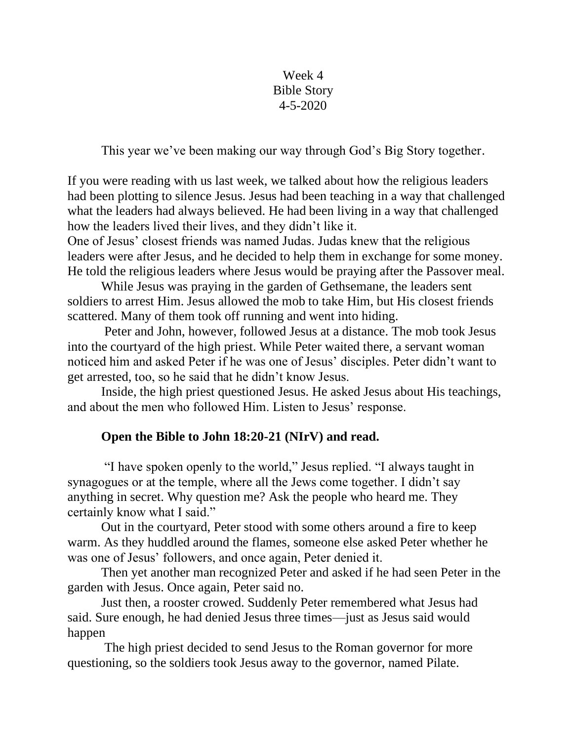Week 4
Bible Story
4-5-2020

This year we've been making our way through God's Big Story together.

If you were reading with us last week, we talked about how the religious leaders had been plotting to silence Jesus. Jesus had been teaching in a way that challenged what the leaders had always believed. He had been living in a way that challenged how the leaders lived their lives, and they didn't like it.
One of Jesus' closest friends was named Judas. Judas knew that the religious leaders were after Jesus, and he decided to help them in exchange for some money. He told the religious leaders where Jesus would be praying after the Passover meal.

While Jesus was praying in the garden of Gethsemane, the leaders sent soldiers to arrest Him. Jesus allowed the mob to take Him, but His closest friends scattered. Many of them took off running and went into hiding.

Peter and John, however, followed Jesus at a distance. The mob took Jesus into the courtyard of the high priest. While Peter waited there, a servant woman noticed him and asked Peter if he was one of Jesus' disciples. Peter didn't want to get arrested, too, so he said that he didn't know Jesus.

Inside, the high priest questioned Jesus. He asked Jesus about His teachings, and about the men who followed Him. Listen to Jesus' response.

**Open the Bible to John 18:20-21 (NIrV) and read.**

"I have spoken openly to the world," Jesus replied. "I always taught in synagogues or at the temple, where all the Jews come together. I didn't say anything in secret. Why question me? Ask the people who heard me. They certainly know what I said."

Out in the courtyard, Peter stood with some others around a fire to keep warm. As they huddled around the flames, someone else asked Peter whether he was one of Jesus' followers, and once again, Peter denied it.

Then yet another man recognized Peter and asked if he had seen Peter in the garden with Jesus. Once again, Peter said no.

Just then, a rooster crowed. Suddenly Peter remembered what Jesus had said. Sure enough, he had denied Jesus three times—just as Jesus said would happen

The high priest decided to send Jesus to the Roman governor for more questioning, so the soldiers took Jesus away to the governor, named Pilate.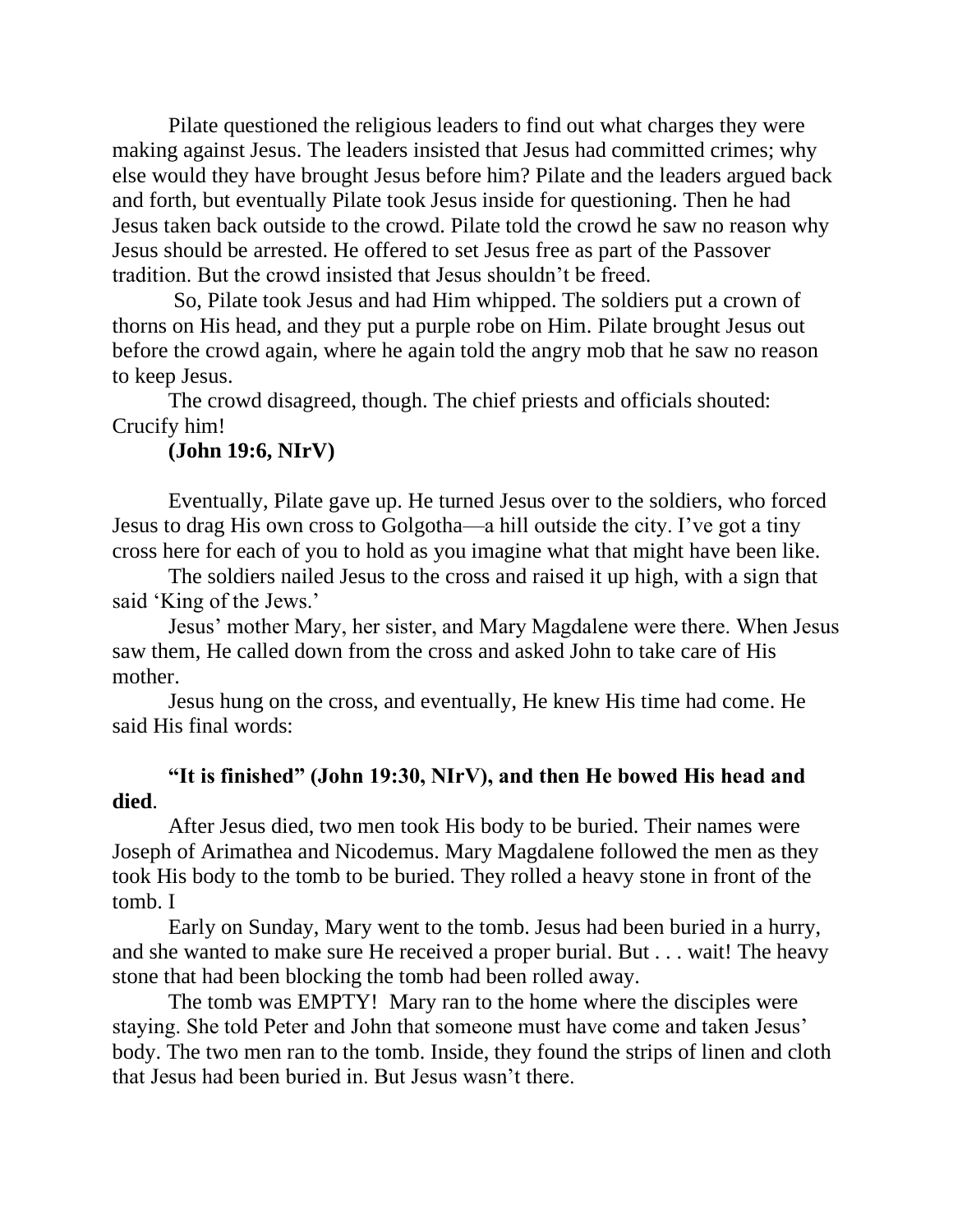Pilate questioned the religious leaders to find out what charges they were making against Jesus. The leaders insisted that Jesus had committed crimes; why else would they have brought Jesus before him? Pilate and the leaders argued back and forth, but eventually Pilate took Jesus inside for questioning. Then he had Jesus taken back outside to the crowd. Pilate told the crowd he saw no reason why Jesus should be arrested. He offered to set Jesus free as part of the Passover tradition. But the crowd insisted that Jesus shouldn't be freed.

So, Pilate took Jesus and had Him whipped. The soldiers put a crown of thorns on His head, and they put a purple robe on Him. Pilate brought Jesus out before the crowd again, where he again told the angry mob that he saw no reason to keep Jesus.

The crowd disagreed, though. The chief priests and officials shouted: Crucify him!

**(John 19:6, NIrV)**

Eventually, Pilate gave up. He turned Jesus over to the soldiers, who forced Jesus to drag His own cross to Golgotha—a hill outside the city. I've got a tiny cross here for each of you to hold as you imagine what that might have been like.

The soldiers nailed Jesus to the cross and raised it up high, with a sign that said 'King of the Jews.'

Jesus' mother Mary, her sister, and Mary Magdalene were there. When Jesus saw them, He called down from the cross and asked John to take care of His mother.

Jesus hung on the cross, and eventually, He knew His time had come. He said His final words:

**"It is finished" (John 19:30, NIrV), and then He bowed His head and died**.

After Jesus died, two men took His body to be buried. Their names were Joseph of Arimathea and Nicodemus. Mary Magdalene followed the men as they took His body to the tomb to be buried. They rolled a heavy stone in front of the tomb. I

Early on Sunday, Mary went to the tomb. Jesus had been buried in a hurry, and she wanted to make sure He received a proper burial. But . . . wait! The heavy stone that had been blocking the tomb had been rolled away.

The tomb was EMPTY! Mary ran to the home where the disciples were staying. She told Peter and John that someone must have come and taken Jesus' body. The two men ran to the tomb. Inside, they found the strips of linen and cloth that Jesus had been buried in. But Jesus wasn't there.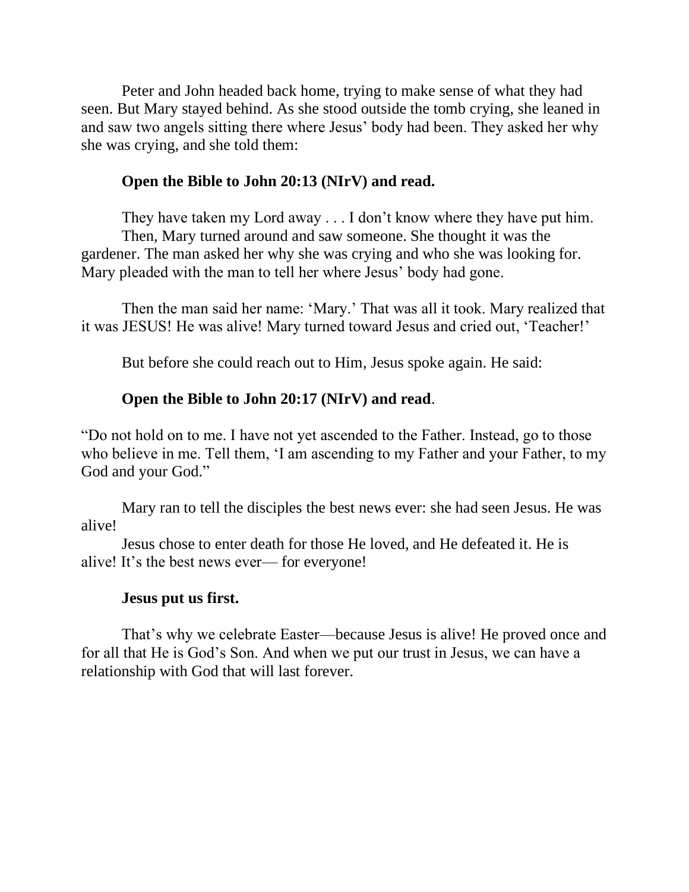Peter and John headed back home, trying to make sense of what they had seen. But Mary stayed behind. As she stood outside the tomb crying, she leaned in and saw two angels sitting there where Jesus' body had been. They asked her why she was crying, and she told them:

**Open the Bible to John 20:13 (NIrV) and read.**

They have taken my Lord away . . . I don't know where they have put him.

Then, Mary turned around and saw someone. She thought it was the gardener. The man asked her why she was crying and who she was looking for. Mary pleaded with the man to tell her where Jesus' body had gone.

Then the man said her name: 'Mary.' That was all it took. Mary realized that it was JESUS! He was alive! Mary turned toward Jesus and cried out, 'Teacher!'

But before she could reach out to Him, Jesus spoke again. He said:

**Open the Bible to John 20:17 (NIrV) and read**.

"Do not hold on to me. I have not yet ascended to the Father. Instead, go to those who believe in me. Tell them, 'I am ascending to my Father and your Father, to my God and your God."

Mary ran to tell the disciples the best news ever: she had seen Jesus. He was alive!

Jesus chose to enter death for those He loved, and He defeated it. He is alive! It's the best news ever— for everyone!

**Jesus put us first.**

That's why we celebrate Easter—because Jesus is alive! He proved once and for all that He is God's Son. And when we put our trust in Jesus, we can have a relationship with God that will last forever.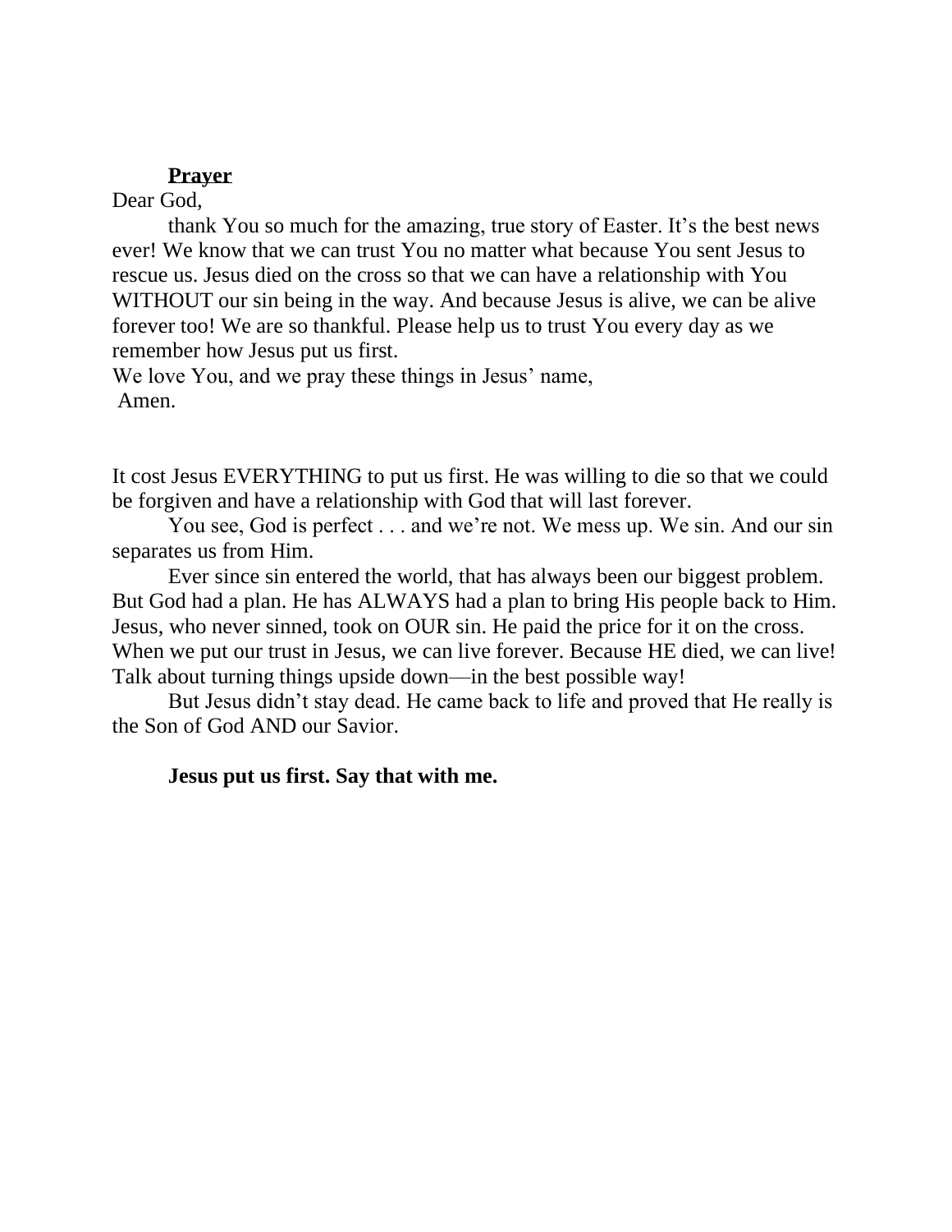**<u>Prayer</u>**

Dear God,

thank You so much for the amazing, true story of Easter. It's the best news ever! We know that we can trust You no matter what because You sent Jesus to rescue us. Jesus died on the cross so that we can have a relationship with You WITHOUT our sin being in the way. And because Jesus is alive, we can be alive forever too! We are so thankful. Please help us to trust You every day as we remember how Jesus put us first.

We love You, and we pray these things in Jesus' name,

Amen.

It cost Jesus EVERYTHING to put us first. He was willing to die so that we could be forgiven and have a relationship with God that will last forever.

You see, God is perfect . . . and we're not. We mess up. We sin. And our sin separates us from Him.

Ever since sin entered the world, that has always been our biggest problem. But God had a plan. He has ALWAYS had a plan to bring His people back to Him. Jesus, who never sinned, took on OUR sin. He paid the price for it on the cross. When we put our trust in Jesus, we can live forever. Because HE died, we can live! Talk about turning things upside down—in the best possible way!

But Jesus didn't stay dead. He came back to life and proved that He really is the Son of God AND our Savior.

**Jesus put us first. Say that with me.**